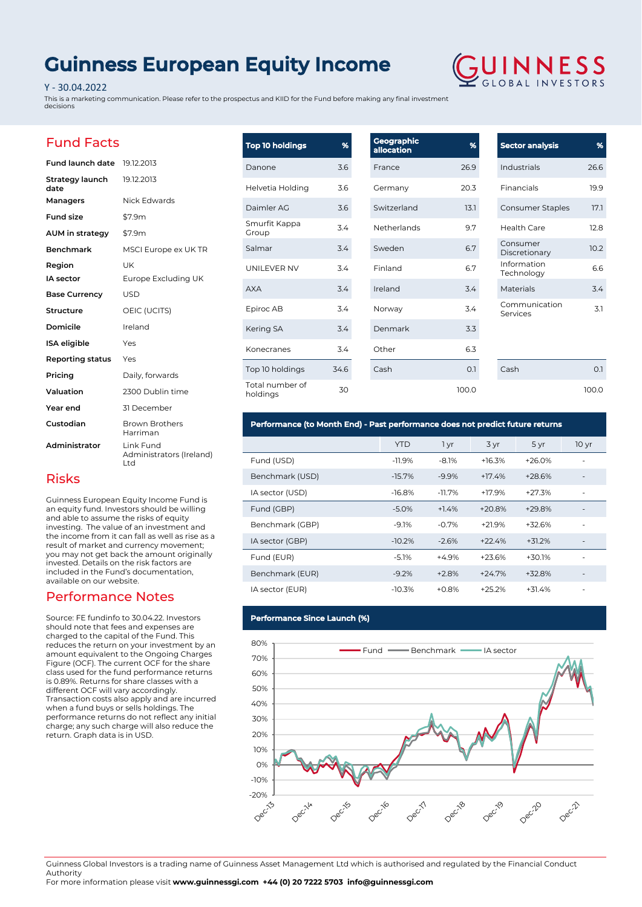# Guinness European Equity Income

Y - 30.04.2022

This is a marketing communication. Please refer to the prospectus and KIID for the Fund before making any final investment decisions

## Fund Facts

| | |
|---|---|
| **Fund launch date** | 19.12.2013 |
| **Strategy launch date** | 19.12.2013 |
| **Managers** | Nick Edwards |
| **Fund size** | $7.9m |
| **AUM in strategy** | $7.9m |
| **Benchmark** | MSCI Europe ex UK TR |
| **Region** | UK |
| **IA sector** | Europe Excluding UK |
| **Base Currency** | USD |
| **Structure** | OEIC (UCITS) |
| **Domicile** | Ireland |
| **ISA eligible** | Yes |
| **Reporting status** | Yes |
| **Pricing** | Daily, forwards |
| **Valuation** | 2300 Dublin time |
| **Year end** | 31 December |
| **Custodian** | Brown Brothers Harriman |
| **Administrator** | Link Fund Administrators (Ireland) Ltd |

## Risks

Guinness European Equity Income Fund is an equity fund. Investors should be willing and able to assume the risks of equity investing. The value of an investment and the income from it can fall as well as rise as a result of market and currency movement; you may not get back the amount originally invested. Details on the risk factors are included in the Fund's documentation, available on our website.

## Performance Notes

Source: FE fundinfo to 30.04.22. Investors should note that fees and expenses are charged to the capital of the Fund. This reduces the return on your investment by an amount equivalent to the Ongoing Charges Figure (OCF). The current OCF for the share class used for the fund performance returns is 0.89%. Returns for share classes with a different OCF will vary accordingly. Transaction costs also apply and are incurred when a fund buys or sells holdings. The performance returns do not reflect any initial charge; any such charge will also reduce the return. Graph data is in USD.

| Top 10 holdings | % |
|---|---|
| Danone | 3.6 |
| Helvetia Holding | 3.6 |
| Daimler AG | 3.6 |
| Smurfit Kappa Group | 3.4 |
| Salmar | 3.4 |
| UNILEVER NV | 3.4 |
| AXA | 3.4 |
| Epiroc AB | 3.4 |
| Kering SA | 3.4 |
| Konecranes | 3.4 |
| Top 10 holdings | 34.6 |
| Total number of holdings | 30 |

| Geographic allocation | % |
|---|---|
| France | 26.9 |
| Germany | 20.3 |
| Switzerland | 13.1 |
| Netherlands | 9.7 |
| Sweden | 6.7 |
| Finland | 6.7 |
| Ireland | 3.4 |
| Norway | 3.4 |
| Denmark | 3.3 |
| Other | 6.3 |
| Cash | 0.1 |
| | 100.0 |

| Sector analysis | % |
|---|---|
| Industrials | 26.6 |
| Financials | 19.9 |
| Consumer Staples | 17.1 |
| Health Care | 12.8 |
| Consumer Discretionary | 10.2 |
| Information Technology | 6.6 |
| Materials | 3.4 |
| Communication Services | 3.1 |
| Cash | 0.1 |
| | 100.0 |

### Performance (to Month End) - Past performance does not predict future returns

| | YTD | 1 yr | 3 yr | 5 yr | 10 yr |
|---|---|---|---|---|---|
| Fund (USD) | -11.9% | -8.1% | +16.3% | +26.0% | - |
| Benchmark (USD) | -15.7% | -9.9% | +17.4% | +28.6% | - |
| IA sector (USD) | -16.8% | -11.7% | +17.9% | +27.3% | - |
| Fund (GBP) | -5.0% | +1.4% | +20.8% | +29.8% | - |
| Benchmark (GBP) | -9.1% | -0.7% | +21.9% | +32.6% | - |
| IA sector (GBP) | -10.2% | -2.6% | +22.4% | +31.2% | - |
| Fund (EUR) | -5.1% | +4.9% | +23.6% | +30.1% | - |
| Benchmark (EUR) | -9.2% | +2.8% | +24.7% | +32.8% | - |
| IA sector (EUR) | -10.3% | +0.8% | +25.2% | +31.4% | - |

### Performance Since Launch (%)

Fund — Benchmark — IA sector

Guinness Global Investors is a trading name of Guinness Asset Management Ltd which is authorised and regulated by the Financial Conduct Authority

For more information please visit **www.guinnessgi.com** **+44 (0) 20 7222 5703** **info@guinnessgi.com**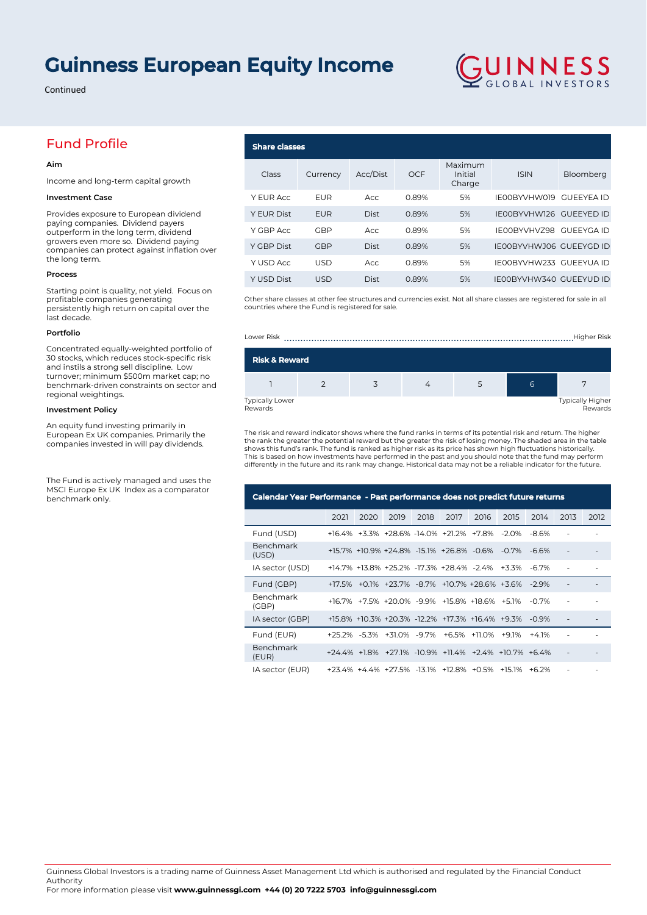# Guinness European Equity Income

Continued

## Fund Profile

**Aim**

Income and long-term capital growth

**Investment Case**

Provides exposure to European dividend paying companies. Dividend payers outperform in the long term, dividend growers even more so. Dividend paying companies can protect against inflation over the long term.

**Process**

Starting point is quality, not yield. Focus on profitable companies generating persistently high return on capital over the last decade.

**Portfolio**

Concentrated equally-weighted portfolio of 30 stocks, which reduces stock-specific risk and instils a strong sell discipline. Low turnover; minimum $500m market cap; no benchmark-driven constraints on sector and regional weightings.

**Investment Policy**

An equity fund investing primarily in European Ex UK companies. Primarily the companies invested in will pay dividends.

The Fund is actively managed and uses the MSCI Europe Ex UK Index as a comparator benchmark only.

### Share classes

| Class | Currency | Acc/Dist | OCF | Maximum Initial Charge | ISIN | Bloomberg |
|---|---|---|---|---|---|---|
| Y EUR Acc | EUR | Acc | 0.89% | 5% | IE00BYVHW019 | GUEEYEA ID |
| Y EUR Dist | EUR | Dist | 0.89% | 5% | IE00BYVHW126 | GUEEYED ID |
| Y GBP Acc | GBP | Acc | 0.89% | 5% | IE00BYVHVZ98 | GUEEYGA ID |
| Y GBP Dist | GBP | Dist | 0.89% | 5% | IE00BYVHWJ06 | GUEEYGD ID |
| Y USD Acc | USD | Acc | 0.89% | 5% | IE00BYVHW233 | GUEEYUA ID |
| Y USD Dist | USD | Dist | 0.89% | 5% | IE00BYVHW340 | GUEEYUD ID |

Other share classes at other fee structures and currencies exist. Not all share classes are registered for sale in all countries where the Fund is registered for sale.

### Risk & Reward

Lower Risk ... Higher Risk

| 1 | 2 | 3 | 4 | 5 | **6** | 7 |
|---|---|---|---|---|---|---|

Typically Lower Rewards ... Typically Higher Rewards

The risk and reward indicator shows where the fund ranks in terms of its potential risk and return. The higher the rank the greater the potential reward but the greater the risk of losing money. The shaded area in the table shows this fund's rank. The fund is ranked as higher risk as its price has shown high fluctuations historically. This is based on how investments have performed in the past and you should note that the fund may perform differently in the future and its rank may change. Historical data may not be a reliable indicator for the future.

### Calendar Year Performance - Past performance does not predict future returns

| | 2021 | 2020 | 2019 | 2018 | 2017 | 2016 | 2015 | 2014 | 2013 | 2012 |
|---|---|---|---|---|---|---|---|---|---|---|
| Fund (USD) | +16.4% | +3.3% | +28.6% | -14.0% | +21.2% | +7.8% | -2.0% | -8.6% | - | - |
| Benchmark (USD) | +15.7% | +10.9% | +24.8% | -15.1% | +26.8% | -0.6% | -0.7% | -6.6% | - | - |
| IA sector (USD) | +14.7% | +13.8% | +25.2% | -17.3% | +28.4% | -2.4% | +3.3% | -6.7% | - | - |
| Fund (GBP) | +17.5% | +0.1% | +23.7% | -8.7% | +10.7% | +28.6% | +3.6% | -2.9% | - | - |
| Benchmark (GBP) | +16.7% | +7.5% | +20.0% | -9.9% | +15.8% | +18.6% | +5.1% | -0.7% | - | - |
| IA sector (GBP) | +15.8% | +10.3% | +20.3% | -12.2% | +17.3% | +16.4% | +9.3% | -0.9% | - | - |
| Fund (EUR) | +25.2% | -5.3% | +31.0% | -9.7% | +6.5% | +11.0% | +9.1% | +4.1% | - | - |
| Benchmark (EUR) | +24.4% | +1.8% | +27.1% | -10.9% | +11.4% | +2.4% | +10.7% | +6.4% | - | - |
| IA sector (EUR) | +23.4% | +4.4% | +27.5% | -13.1% | +12.8% | +0.5% | +15.1% | +6.2% | - | - |

Guinness Global Investors is a trading name of Guinness Asset Management Ltd which is authorised and regulated by the Financial Conduct Authority

For more information please visit **www.guinnessgi.com** **+44 (0) 20 7222 5703** **info@guinnessgi.com**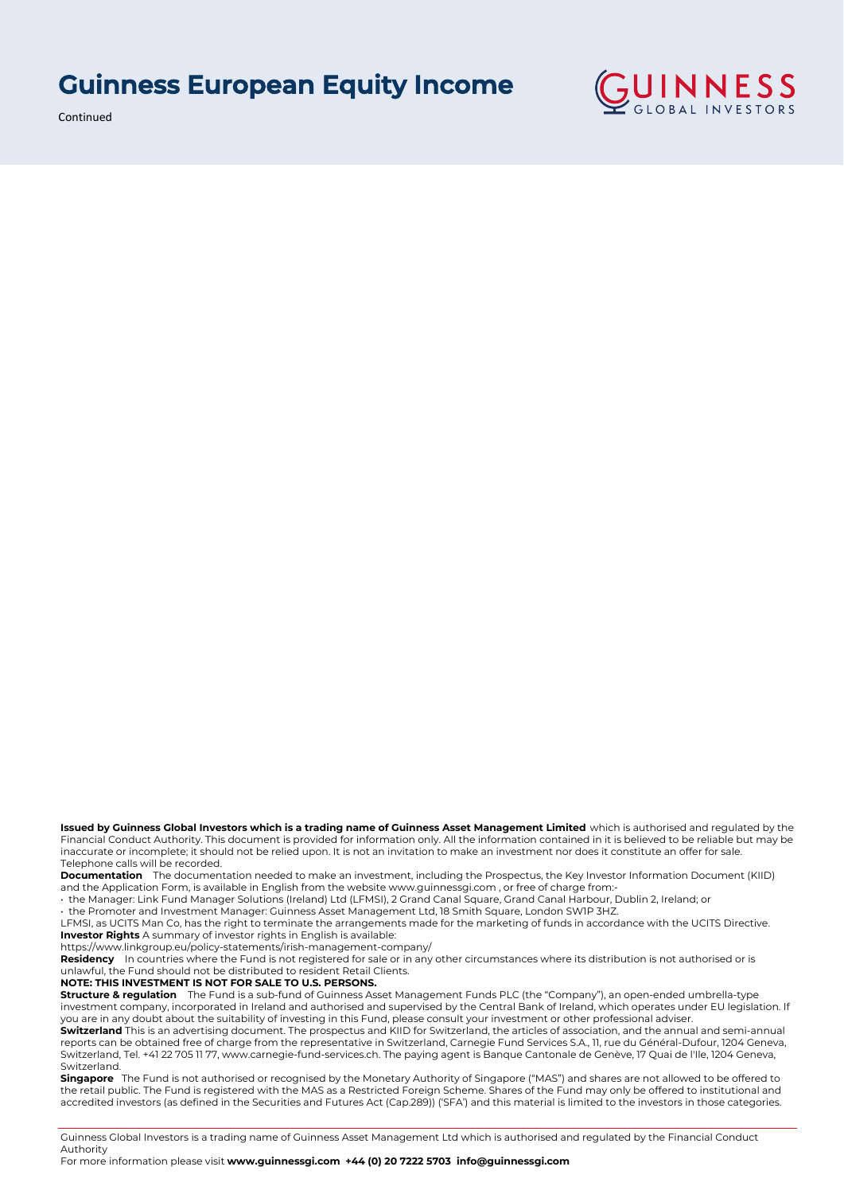# Guinness European Equity Income

Continued

**Issued by Guinness Global Investors which is a trading name of Guinness Asset Management Limited** which is authorised and regulated by the Financial Conduct Authority. This document is provided for information only. All the information contained in it is believed to be reliable but may be inaccurate or incomplete; it should not be relied upon. It is not an invitation to make an investment nor does it constitute an offer for sale. Telephone calls will be recorded.

**Documentation** The documentation needed to make an investment, including the Prospectus, the Key Investor Information Document (KIID) and the Application Form, is available in English from the website www.guinnessgi.com , or free of charge from:-

- the Manager: Link Fund Manager Solutions (Ireland) Ltd (LFMSI), 2 Grand Canal Square, Grand Canal Harbour, Dublin 2, Ireland; or
- the Promoter and Investment Manager: Guinness Asset Management Ltd, 18 Smith Square, London SW1P 3HZ.

LFMSI, as UCITS Man Co, has the right to terminate the arrangements made for the marketing of funds in accordance with the UCITS Directive.

**Investor Rights** A summary of investor rights in English is available:
https://www.linkgroup.eu/policy-statements/irish-management-company/

**Residency** In countries where the Fund is not registered for sale or in any other circumstances where its distribution is not authorised or is unlawful, the Fund should not be distributed to resident Retail Clients.

**NOTE: THIS INVESTMENT IS NOT FOR SALE TO U.S. PERSONS.**

**Structure & regulation** The Fund is a sub-fund of Guinness Asset Management Funds PLC (the "Company"), an open-ended umbrella-type investment company, incorporated in Ireland and authorised and supervised by the Central Bank of Ireland, which operates under EU legislation. If you are in any doubt about the suitability of investing in this Fund, please consult your investment or other professional adviser.

**Switzerland** This is an advertising document. The prospectus and KIID for Switzerland, the articles of association, and the annual and semi-annual reports can be obtained free of charge from the representative in Switzerland, Carnegie Fund Services S.A., 11, rue du Général-Dufour, 1204 Geneva, Switzerland, Tel. +41 22 705 11 77, www.carnegie-fund-services.ch. The paying agent is Banque Cantonale de Genève, 17 Quai de l'Ile, 1204 Geneva, Switzerland.

**Singapore** The Fund is not authorised or recognised by the Monetary Authority of Singapore ("MAS") and shares are not allowed to be offered to the retail public. The Fund is registered with the MAS as a Restricted Foreign Scheme. Shares of the Fund may only be offered to institutional and accredited investors (as defined in the Securities and Futures Act (Cap.289)) ('SFA') and this material is limited to the investors in those categories.

Guinness Global Investors is a trading name of Guinness Asset Management Ltd which is authorised and regulated by the Financial Conduct Authority

For more information please visit **www.guinnessgi.com +44 (0) 20 7222 5703 info@guinnessgi.com**